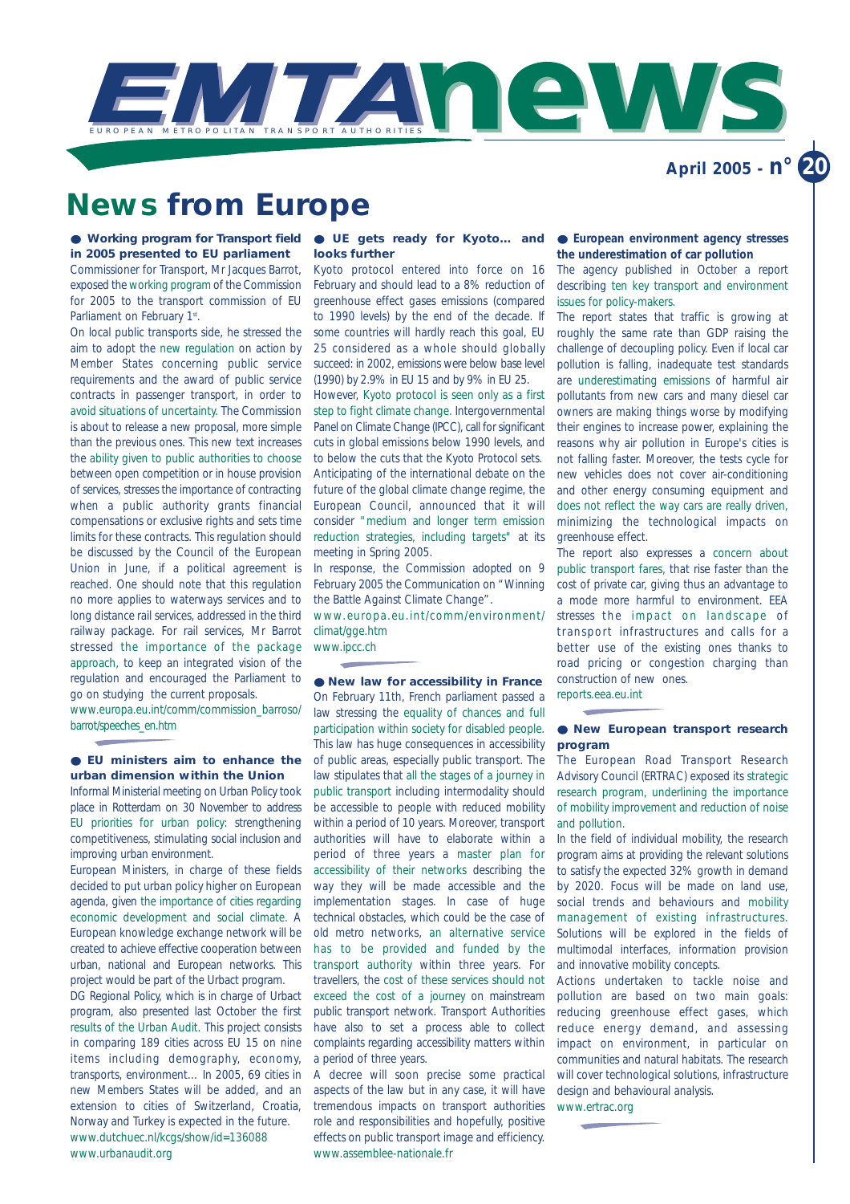# EMTAnews

EUROPEAN METROPOLITAN TRANSPORT AUTHORITIES

**April 2005 - n° 20**

# News from Europe

## ● Working program for Transport field in 2005 presented to EU parliament

Commissioner for Transport, Mr Jacques Barrot, exposed the working program of the Commission for 2005 to the transport commission of EU Parliament on February 1st.

On local public transports side, he stressed the aim to adopt the new regulation on action by Member States concerning public service requirements and the award of public service contracts in passenger transport, in order to avoid situations of uncertainty. The Commission is about to release a new proposal, more simple than the previous ones. This new text increases the ability given to public authorities to choose between open competition or in house provision of services, stresses the importance of contracting when a public authority grants financial compensations or exclusive rights and sets time limits for these contracts. This regulation should be discussed by the Council of the European Union in June, if a political agreement is reached. One should note that this regulation no more applies to waterways services and to long distance rail services, addressed in the third railway package. For rail services, Mr Barrot stressed the importance of the package approach, to keep an integrated vision of the regulation and encouraged the Parliament to go on studying the current proposals.

www.europa.eu.int/comm/commission_barroso/barrot/speeches_en.htm

## ● EU ministers aim to enhance the urban dimension within the Union

Informal Ministerial meeting on Urban Policy took place in Rotterdam on 30 November to address EU priorities for urban policy: strengthening competitiveness, stimulating social inclusion and improving urban environment.

European Ministers, in charge of these fields decided to put urban policy higher on European agenda, given the importance of cities regarding economic development and social climate. A European knowledge exchange network will be created to achieve effective cooperation between urban, national and European networks. This project would be part of the Urbact program.

DG Regional Policy, which is in charge of Urbact program, also presented last October the first results of the Urban Audit. This project consists in comparing 189 cities across EU 15 on nine items including demography, economy, transports, environment… In 2005, 69 cities in new Members States will be added, and an extension to cities of Switzerland, Croatia, Norway and Turkey is expected in the future.

www.dutchuec.nl/kcgs/show/id=136088
www.urbanaudit.org

## ● UE gets ready for Kyoto… and looks further

Kyoto protocol entered into force on 16 February and should lead to a 8% reduction of greenhouse effect gases emissions (compared to 1990 levels) by the end of the decade. If some countries will hardly reach this goal, EU 25 considered as a whole should globally succeed: in 2002, emissions were below base level (1990) by 2.9% in EU 15 and by 9% in EU 25.

However, Kyoto protocol is seen only as a first step to fight climate change. Intergovernmental Panel on Climate Change (IPCC), call for significant cuts in global emissions below 1990 levels, and to below the cuts that the Kyoto Protocol sets.

Anticipating of the international debate on the future of the global climate change regime, the European Council, announced that it will consider "medium and longer term emission reduction strategies, including targets" at its meeting in Spring 2005.

In response, the Commission adopted on 9 February 2005 the Communication on "Winning the Battle Against Climate Change".

www.europa.eu.int/comm/environment/climat/gge.htm
www.ipcc.ch

## ● New law for accessibility in France

On February 11th, French parliament passed a law stressing the equality of chances and full participation within society for disabled people. This law has huge consequences in accessibility of public areas, especially public transport. The law stipulates that all the stages of a journey in public transport including intermodality should be accessible to people with reduced mobility within a period of 10 years. Moreover, transport authorities will have to elaborate within a period of three years a master plan for accessibility of their networks describing the way they will be made accessible and the implementation stages. In case of huge technical obstacles, which could be the case of old metro networks, an alternative service has to be provided and funded by the transport authority within three years. For travellers, the cost of these services should not exceed the cost of a journey on mainstream public transport network. Transport Authorities have also to set a process able to collect complaints regarding accessibility matters within a period of three years.

A decree will soon precise some practical aspects of the law but in any case, it will have tremendous impacts on transport authorities role and responsibilities and hopefully, positive effects on public transport image and efficiency.

www.assemblee-nationale.fr

## ● European environment agency stresses the underestimation of car pollution

The agency published in October a report describing ten key transport and environment issues for policy-makers.

The report states that traffic is growing at roughly the same rate than GDP raising the challenge of decoupling policy. Even if local car pollution is falling, inadequate test standards are underestimating emissions of harmful air pollutants from new cars and many diesel car owners are making things worse by modifying their engines to increase power, explaining the reasons why air pollution in Europe's cities is not falling faster. Moreover, the tests cycle for new vehicles does not cover air-conditioning and other energy consuming equipment and does not reflect the way cars are really driven, minimizing the technological impacts on greenhouse effect.

The report also expresses a concern about public transport fares, that rise faster than the cost of private car, giving thus an advantage to a mode more harmful to environment. EEA stresses the impact on landscape of transport infrastructures and calls for a better use of the existing ones thanks to road pricing or congestion charging than construction of new ones.

reports.eea.eu.int

## ● New European transport research program

The European Road Transport Research Advisory Council (ERTRAC) exposed its strategic research program, underlining the importance of mobility improvement and reduction of noise and pollution.

In the field of individual mobility, the research program aims at providing the relevant solutions to satisfy the expected 32% growth in demand by 2020. Focus will be made on land use, social trends and behaviours and mobility management of existing infrastructures. Solutions will be explored in the fields of multimodal interfaces, information provision and innovative mobility concepts.

Actions undertaken to tackle noise and pollution are based on two main goals: reducing greenhouse effect gases, which reduce energy demand, and assessing impact on environment, in particular on communities and natural habitats. The research will cover technological solutions, infrastructure design and behavioural analysis.

www.ertrac.org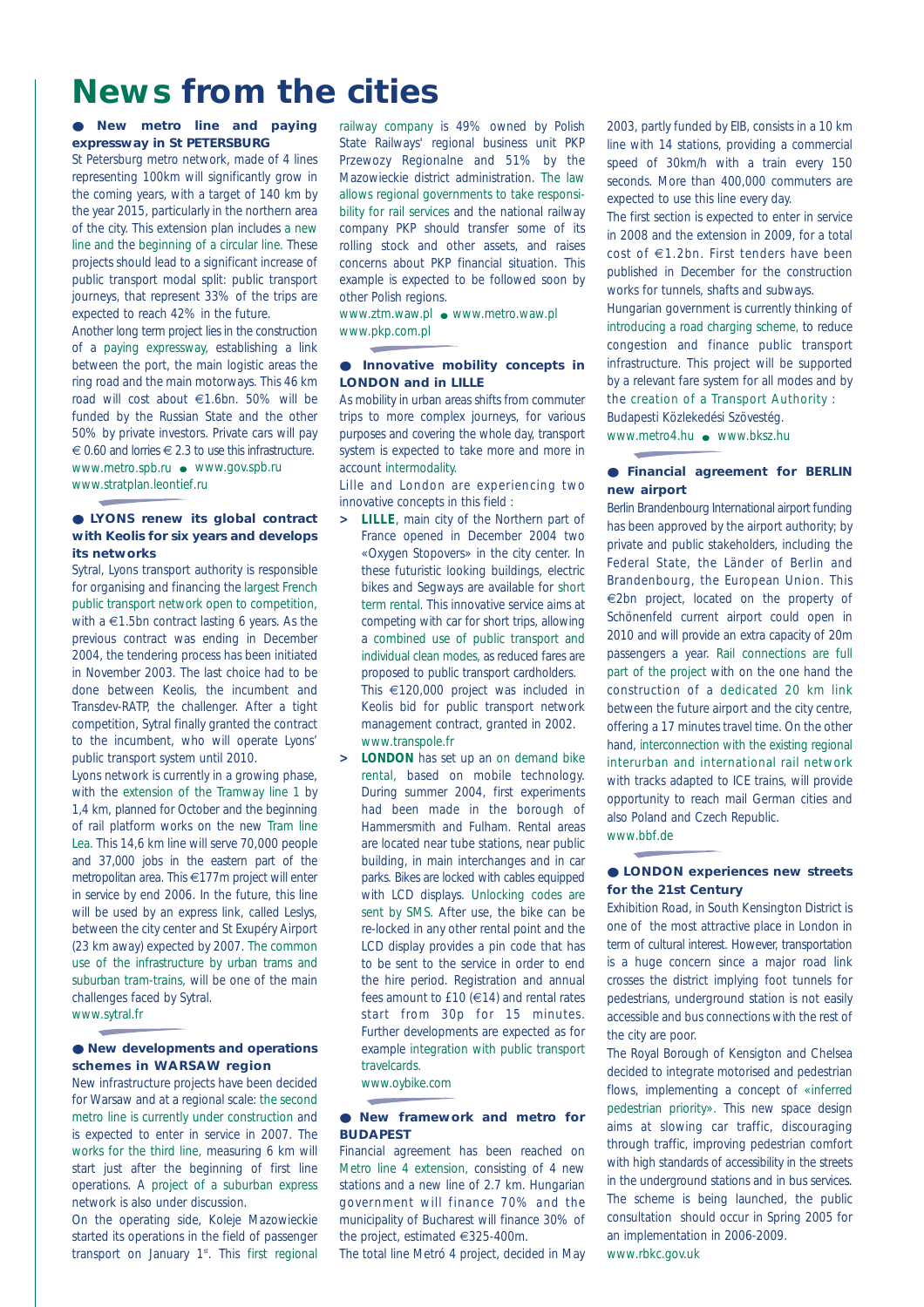# News from the cities

### New metro line and paying expressway in St PETERSBURG

St Petersburg metro network, made of 4 lines representing 100km will significantly grow in the coming years, with a target of 140 km by the year 2015, particularly in the northern area of the city. This extension plan includes a new line and the beginning of a circular line. These projects should lead to a significant increase of public transport modal split: public transport journeys, that represent 33% of the trips are expected to reach 42% in the future.

Another long term project lies in the construction of a paying expressway, establishing a link between the port, the main logistic areas the ring road and the main motorways. This 46 km road will cost about €1.6bn. 50% will be funded by the Russian State and the other 50% by private investors. Private cars will pay € 0.60 and lorries € 2.3 to use this infrastructure.

www.metro.spb.ru • www.gov.spb.ru
www.stratplan.leontief.ru

### LYONS renew its global contract with Keolis for six years and develops its networks

Sytral, Lyons transport authority is responsible for organising and financing the largest French public transport network open to competition, with a €1.5bn contract lasting 6 years. As the previous contract was ending in December 2004, the tendering process has been initiated in November 2003. The last choice had to be done between Keolis, the incumbent and Transdev-RATP, the challenger. After a tight competition, Sytral finally granted the contract to the incumbent, who will operate Lyons' public transport system until 2010.

Lyons network is currently in a growing phase, with the extension of the Tramway line 1 by 1,4 km, planned for October and the beginning of rail platform works on the new Tram line Lea. This 14,6 km line will serve 70,000 people and 37,000 jobs in the eastern part of the metropolitan area. This €177m project will enter in service by end 2006. In the future, this line will be used by an express link, called Leslys, between the city center and St Exupéry Airport (23 km away) expected by 2007. The common use of the infrastructure by urban trams and suburban tram-trains, will be one of the main challenges faced by Sytral.

www.sytral.fr

### New developments and operations schemes in WARSAW region

New infrastructure projects have been decided for Warsaw and at a regional scale: the second metro line is currently under construction and is expected to enter in service in 2007. The works for the third line, measuring 6 km will start just after the beginning of first line operations. A project of a suburban express network is also under discussion.

On the operating side, Koleje Mazowieckie started its operations in the field of passenger transport on January 1st. This first regional railway company is 49% owned by Polish State Railways' regional business unit PKP Przewozy Regionalne and 51% by the Mazowieckie district administration. The law allows regional governments to take responsibility for rail services and the national railway company PKP should transfer some of its rolling stock and other assets, and raises concerns about PKP financial situation. This example is expected to be followed soon by other Polish regions.

www.ztm.waw.pl • www.metro.waw.pl
www.pkp.com.pl

### Innovative mobility concepts in LONDON and in LILLE

As mobility in urban areas shifts from commuter trips to more complex journeys, for various purposes and covering the whole day, transport system is expected to take more and more in account intermodality.

Lille and London are experiencing two innovative concepts in this field :

> **LILLE**, main city of the Northern part of France opened in December 2004 two «Oxygen Stopovers» in the city center. In these futuristic looking buildings, electric bikes and Segways are available for short term rental. This innovative service aims at competing with car for short trips, allowing a combined use of public transport and individual clean modes, as reduced fares are proposed to public transport cardholders. This €120,000 project was included in Keolis bid for public transport network management contract, granted in 2002.
> www.transpole.fr

> **LONDON** has set up an on demand bike rental, based on mobile technology. During summer 2004, first experiments had been made in the borough of Hammersmith and Fulham. Rental areas are located near tube stations, near public building, in main interchanges and in car parks. Bikes are locked with cables equipped with LCD displays. Unlocking codes are sent by SMS. After use, the bike can be re-locked in any other rental point and the LCD display provides a pin code that has to be sent to the service in order to end the hire period. Registration and annual fees amount to £10 (€14) and rental rates start from 30p for 15 minutes. Further developments are expected as for example integration with public transport travelcards.
> www.oybike.com

### New framework and metro for BUDAPEST

Financial agreement has been reached on Metro line 4 extension, consisting of 4 new stations and a new line of 2.7 km. Hungarian government will finance 70% and the municipality of Bucharest will finance 30% of the project, estimated €325-400m.

The total line Metró 4 project, decided in May 2003, partly funded by EIB, consists in a 10 km line with 14 stations, providing a commercial speed of 30km/h with a train every 150 seconds. More than 400,000 commuters are expected to use this line every day.

The first section is expected to enter in service in 2008 and the extension in 2009, for a total cost of €1.2bn. First tenders have been published in December for the construction works for tunnels, shafts and subways.

Hungarian government is currently thinking of introducing a road charging scheme, to reduce congestion and finance public transport infrastructure. This project will be supported by a relevant fare system for all modes and by the creation of a Transport Authority : Budapesti Közlekedési Szövestég.

www.metro4.hu • www.bksz.hu

### Financial agreement for BERLIN new airport

Berlin Brandenbourg International airport funding has been approved by the airport authority; by private and public stakeholders, including the Federal State, the Länder of Berlin and Brandenbourg, the European Union. This €2bn project, located on the property of Schönenfeld current airport could open in 2010 and will provide an extra capacity of 20m passengers a year. Rail connections are full part of the project with on the one hand the construction of a dedicated 20 km link between the future airport and the city centre, offering a 17 minutes travel time. On the other hand, interconnection with the existing regional interurban and international rail network with tracks adapted to ICE trains, will provide opportunity to reach mail German cities and also Poland and Czech Republic.

www.bbf.de

### LONDON experiences new streets for the 21st Century

Exhibition Road, in South Kensington District is one of the most attractive place in London in term of cultural interest. However, transportation is a huge concern since a major road link crosses the district implying foot tunnels for pedestrians, underground station is not easily accessible and bus connections with the rest of the city are poor.

The Royal Borough of Kensigton and Chelsea decided to integrate motorised and pedestrian flows, implementing a concept of «inferred pedestrian priority». This new space design aims at slowing car traffic, discouraging through traffic, improving pedestrian comfort with high standards of accessibility in the streets in the underground stations and in bus services. The scheme is being launched, the public consultation should occur in Spring 2005 for an implementation in 2006-2009.

www.rbkc.gov.uk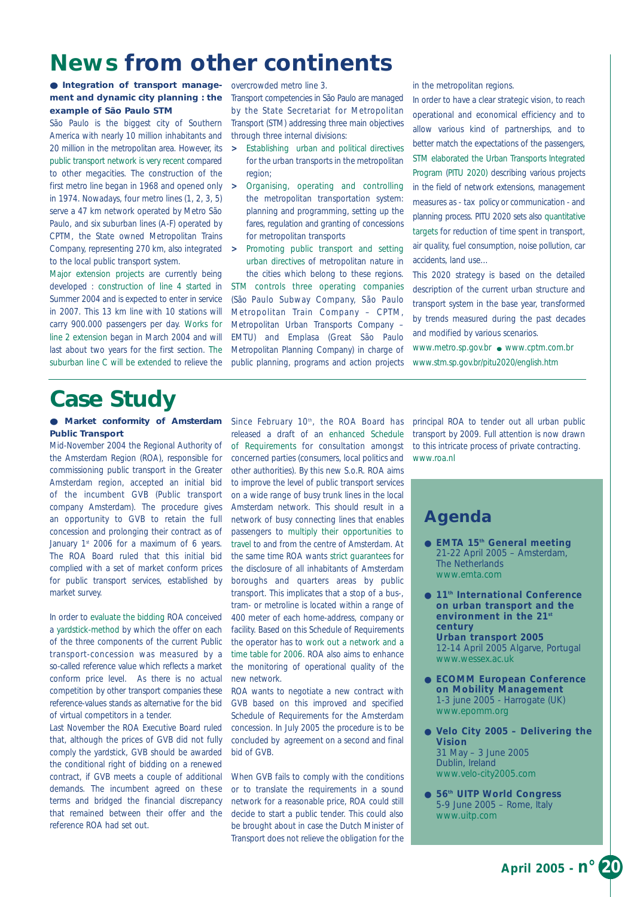# News from other continents

**Integration of transport management and dynamic city planning : the example of São Paulo STM**

São Paulo is the biggest city of Southern America with nearly 10 million inhabitants and 20 million in the metropolitan area. However, its public transport network is very recent compared to other megacities. The construction of the first metro line began in 1968 and opened only in 1974. Nowadays, four metro lines (1, 2, 3, 5) serve a 47 km network operated by Metro São Paulo, and six suburban lines (A-F) operated by CPTM, the State owned Metropolitan Trains Company, representing 270 km, also integrated to the local public transport system.

Major extension projects are currently being developed : construction of line 4 started in Summer 2004 and is expected to enter in service in 2007. This 13 km line with 10 stations will carry 900.000 passengers per day. Works for line 2 extension began in March 2004 and will last about two years for the first section. The suburban line C will be extended to relieve the overcrowded metro line 3.

Transport competencies in São Paulo are managed by the State Secretariat for Metropolitan Transport (STM) addressing three main objectives through three internal divisions:

- Establishing urban and political directives for the urban transports in the metropolitan region;
- Organising, operating and controlling the metropolitan transportation system: planning and programming, setting up the fares, regulation and granting of concessions for metropolitan transports
- Promoting public transport and setting urban directives of metropolitan nature in the cities which belong to these regions.

STM controls three operating companies (São Paulo Subway Company, São Paulo Metropolitan Train Company – CPTM, Metropolitan Urban Transports Company – EMTU) and Emplasa (Great São Paulo Metropolitan Planning Company) in charge of public planning, programs and action projects in the metropolitan regions.

In order to have a clear strategic vision, to reach operational and economical efficiency and to allow various kind of partnerships, and to better match the expectations of the passengers, STM elaborated the Urban Transports Integrated Program (PITU 2020) describing various projects in the field of network extensions, management measures as - tax policy or communication - and planning process. PITU 2020 sets also quantitative targets for reduction of time spent in transport, air quality, fuel consumption, noise pollution, car accidents, land use…

This 2020 strategy is based on the detailed description of the current urban structure and transport system in the base year, transformed by trends measured during the past decades and modified by various scenarios.

www.metro.sp.gov.br • www.cptm.com.br
www.stm.sp.gov.br/pitu2020/english.htm

# Case Study

**Market conformity of Amsterdam Public Transport**

Mid-November 2004 the Regional Authority of the Amsterdam Region (ROA), responsible for commissioning public transport in the Greater Amsterdam region, accepted an initial bid of the incumbent GVB (Public transport company Amsterdam). The procedure gives an opportunity to GVB to retain the full concession and prolonging their contract as of January 1st 2006 for a maximum of 6 years. The ROA Board ruled that this initial bid complied with a set of market conform prices for public transport services, established by market survey.

In order to evaluate the bidding ROA conceived a yardstick-method by which the offer on each of the three components of the current Public transport-concession was measured by a so-called reference value which reflects a market conform price level. As there is no actual competition by other transport companies these reference-values stands as alternative for the bid of virtual competitors in a tender.

Last November the ROA Executive Board ruled that, although the prices of GVB did not fully comply the yardstick, GVB should be awarded the conditional right of bidding on a renewed contract, if GVB meets a couple of additional demands. The incumbent agreed on these terms and bridged the financial discrepancy that remained between their offer and the reference ROA had set out.

Since February 10th, the ROA Board has released a draft of an enhanced Schedule of Requirements for consultation amongst concerned parties (consumers, local politics and other authorities). By this new S.o.R. ROA aims to improve the level of public transport services on a wide range of busy trunk lines in the local Amsterdam network. This should result in a network of busy connecting lines that enables passengers to multiply their opportunities to travel to and from the centre of Amsterdam. At the same time ROA wants strict guarantees for the disclosure of all inhabitants of Amsterdam boroughs and quarters areas by public transport. This implicates that a stop of a bus-, tram- or metroline is located within a range of 400 meter of each home-address, company or facility. Based on this Schedule of Requirements the operator has to work out a network and a time table for 2006. ROA also aims to enhance the monitoring of operational quality of the new network.

ROA wants to negotiate a new contract with GVB based on this improved and specified Schedule of Requirements for the Amsterdam concession. In July 2005 the procedure is to be concluded by agreement on a second and final bid of GVB.

When GVB fails to comply with the conditions or to translate the requirements in a sound network for a reasonable price, ROA could still decide to start a public tender. This could also be brought about in case the Dutch Minister of Transport does not relieve the obligation for the principal ROA to tender out all urban public transport by 2009. Full attention is now drawn to this intricate process of private contracting.

www.roa.nl

## Agenda

- **EMTA 15th General meeting**
  21-22 April 2005 – Amsterdam, The Netherlands
  www.emta.com
- **11th International Conference on urban transport and the environment in the 21st century**
  **Urban transport 2005**
  12-14 April 2005 Algarve, Portugal
  www.wessex.ac.uk
- **ECOMM European Conference on Mobility Management**
  1-3 june 2005 - Harrogate (UK)
  www.epomm.org
- **Velo City 2005 – Delivering the Vision**
  31 May – 3 June 2005
  Dublin, Ireland
  www.velo-city2005.com
- **56th UITP World Congress**
  5-9 June 2005 – Rome, Italy
  www.uitp.com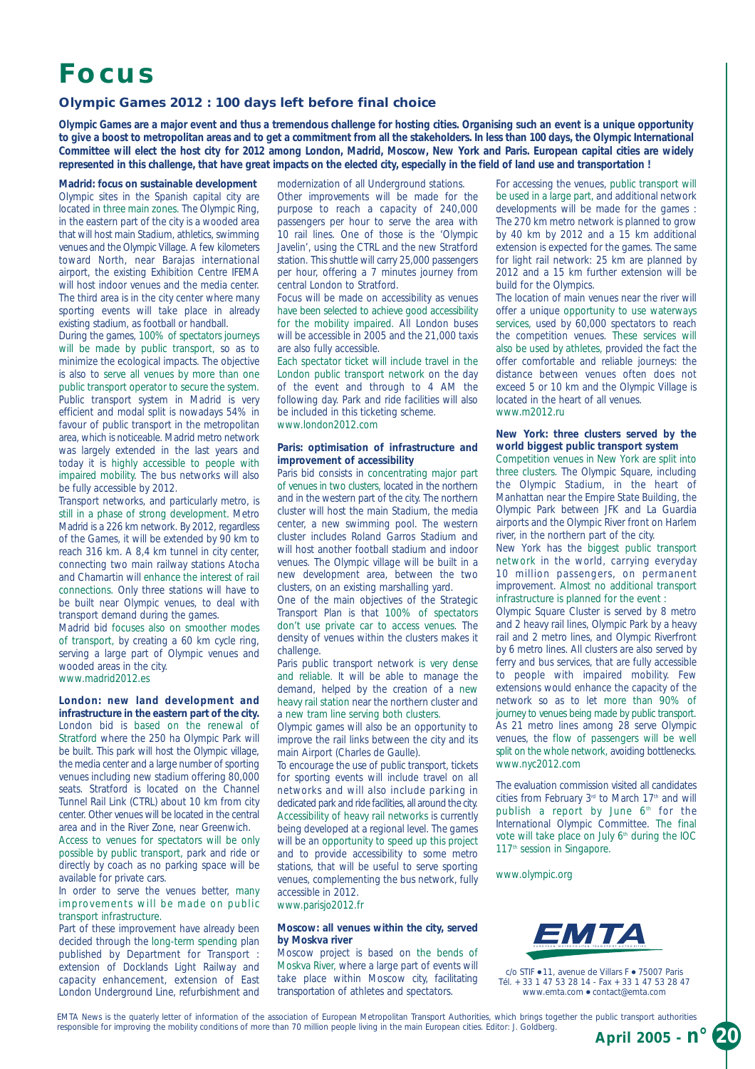# Focus

## Olympic Games 2012 : 100 days left before final choice

**Olympic Games are a major event and thus a tremendous challenge for hosting cities. Organising such an event is a unique opportunity to give a boost to metropolitan areas and to get a commitment from all the stakeholders. In less than 100 days, the Olympic International Committee will elect the host city for 2012 among London, Madrid, Moscow, New York and Paris. European capital cities are widely represented in this challenge, that have great impacts on the elected city, especially in the field of land use and transportation !**

**Madrid: focus on sustainable development**

Olympic sites in the Spanish capital city are located in three main zones. The Olympic Ring, in the eastern part of the city is a wooded area that will host main Stadium, athletics, swimming venues and the Olympic Village. A few kilometers toward North, near Barajas international airport, the existing Exhibition Centre IFEMA will host indoor venues and the media center. The third area is in the city center where many sporting events will take place in already existing stadium, as football or handball.

During the games, 100% of spectators journeys will be made by public transport, so as to minimize the ecological impacts. The objective is also to serve all venues by more than one public transport operator to secure the system. Public transport system in Madrid is very efficient and modal split is nowadays 54% in favour of public transport in the metropolitan area, which is noticeable. Madrid metro network was largely extended in the last years and today it is highly accessible to people with impaired mobility. The bus networks will also be fully accessible by 2012.

Transport networks, and particularly metro, is still in a phase of strong development. Metro Madrid is a 226 km network. By 2012, regardless of the Games, it will be extended by 90 km to reach 316 km. A 8,4 km tunnel in city center, connecting two main railway stations Atocha and Chamartin will enhance the interest of rail connections. Only three stations will have to be built near Olympic venues, to deal with transport demand during the games.

Madrid bid focuses also on smoother modes of transport, by creating a 60 km cycle ring, serving a large part of Olympic venues and wooded areas in the city.

www.madrid2012.es

**London: new land development and infrastructure in the eastern part of the city.**

London bid is based on the renewal of Stratford where the 250 ha Olympic Park will be built. This park will host the Olympic village, the media center and a large number of sporting venues including new stadium offering 80,000 seats. Stratford is located on the Channel Tunnel Rail Link (CTRL) about 10 km from city center. Other venues will be located in the central area and in the River Zone, near Greenwich.

Access to venues for spectators will be only possible by public transport, park and ride or directly by coach as no parking space will be available for private cars.

In order to serve the venues better, many improvements will be made on public transport infrastructure.

Part of these improvement have already been decided through the long-term spending plan published by Department for Transport : extension of Docklands Light Railway and capacity enhancement, extension of East London Underground Line, refurbishment and modernization of all Underground stations.

Other improvements will be made for the purpose to reach a capacity of 240,000 passengers per hour to serve the area with 10 rail lines. One of those is the 'Olympic Javelin', using the CTRL and the new Stratford station. This shuttle will carry 25,000 passengers per hour, offering a 7 minutes journey from central London to Stratford.

Focus will be made on accessibility as venues have been selected to achieve good accessibility for the mobility impaired. All London buses will be accessible in 2005 and the 21,000 taxis are also fully accessible.

Each spectator ticket will include travel in the London public transport network on the day of the event and through to 4 AM the following day. Park and ride facilities will also be included in this ticketing scheme.

www.london2012.com

**Paris: optimisation of infrastructure and improvement of accessibility**

Paris bid consists in concentrating major part of venues in two clusters, located in the northern and in the western part of the city. The northern cluster will host the main Stadium, the media center, a new swimming pool. The western cluster includes Roland Garros Stadium and will host another football stadium and indoor venues. The Olympic village will be built in a new development area, between the two clusters, on an existing marshalling yard.

One of the main objectives of the Strategic Transport Plan is that 100% of spectators don't use private car to access venues. The density of venues within the clusters makes it challenge.

Paris public transport network is very dense and reliable. It will be able to manage the demand, helped by the creation of a new heavy rail station near the northern cluster and a new tram line serving both clusters.

Olympic games will also be an opportunity to improve the rail links between the city and its main Airport (Charles de Gaulle).

To encourage the use of public transport, tickets for sporting events will include travel on all networks and will also include parking in dedicated park and ride facilities, all around the city. Accessibility of heavy rail networks is currently being developed at a regional level. The games will be an opportunity to speed up this project and to provide accessibility to some metro stations, that will be useful to serve sporting venues, complementing the bus network, fully accessible in 2012.

www.parisjo2012.fr

**Moscow: all venues within the city, served by Moskva river**

Moscow project is based on the bends of Moskva River, where a large part of events will take place within Moscow city, facilitating transportation of athletes and spectators.

For accessing the venues, public transport will be used in a large part, and additional network developments will be made for the games : The 270 km metro network is planned to grow by 40 km by 2012 and a 15 km additional extension is expected for the games. The same for light rail network: 25 km are planned by 2012 and a 15 km further extension will be build for the Olympics.

The location of main venues near the river will offer a unique opportunity to use waterways services, used by 60,000 spectators to reach the competition venues. These services will also be used by athletes, provided the fact the offer comfortable and reliable journeys: the distance between venues often does not exceed 5 or 10 km and the Olympic Village is located in the heart of all venues.

www.m2012.ru

**New York: three clusters served by the world biggest public transport system**

Competition venues in New York are split into three clusters. The Olympic Square, including the Olympic Stadium, in the heart of Manhattan near the Empire State Building, the Olympic Park between JFK and La Guardia airports and the Olympic River front on Harlem river, in the northern part of the city.

New York has the biggest public transport network in the world, carrying everyday 10 million passengers, on permanent improvement. Almost no additional transport infrastructure is planned for the event :

Olympic Square Cluster is served by 8 metro and 2 heavy rail lines, Olympic Park by a heavy rail and 2 metro lines, and Olympic Riverfront by 6 metro lines. All clusters are also served by ferry and bus services, that are fully accessible to people with impaired mobility. Few extensions would enhance the capacity of the network so as to let more than 90% of journey to venues being made by public transport. As 21 metro lines among 28 serve Olympic venues, the flow of passengers will be well split on the whole network, avoiding bottlenecks.

www.nyc2012.com

The evaluation commission visited all candidates cities from February 3rd to March 17th and will publish a report by June 6th for the International Olympic Committee. The final vote will take place on July 6th during the IOC 117th session in Singapore.

www.olympic.org

EMTA

c/o STIF • 11, avenue de Villars F • 75007 Paris
Tél. + 33 1 47 53 28 14 - Fax + 33 1 47 53 28 47
www.emta.com • contact@emta.com

EMTA News is the quaterly letter of information of the association of European Metropolitan Transport Authorities, which brings together the public transport authorities responsible for improving the mobility conditions of more than 70 million people living in the main European cities. Editor: J. Goldberg.

**April 2005 - n° 20**